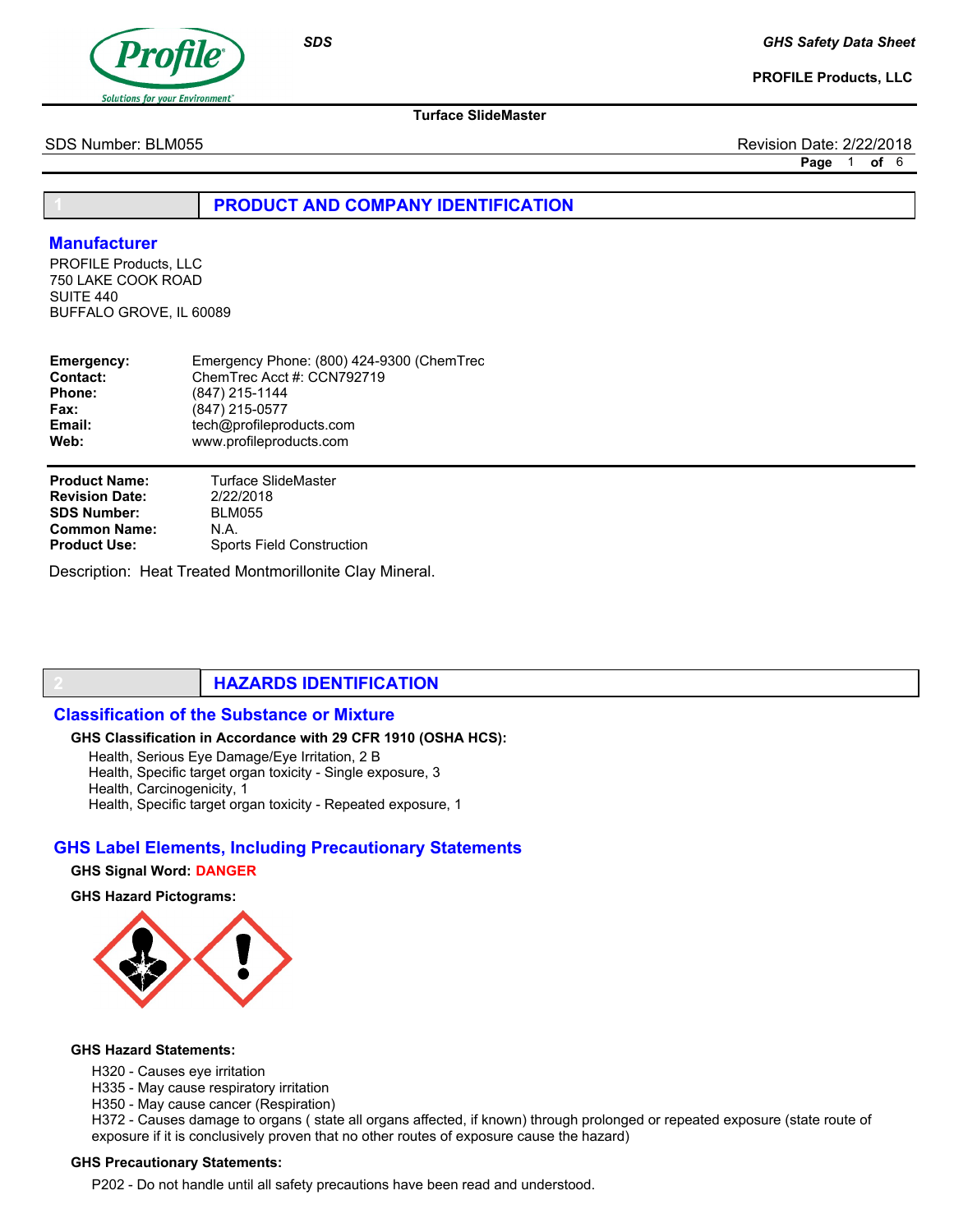# 1 PRODUCT AND COMPANY IDENTIFICATION

## Manufacturer

PROFILE Products, LLC
750 LAKE COOK ROAD
SUITE 440
BUFFALO GROVE, IL 60089

**Emergency:** Emergency Phone: (800) 424-9300 (ChemTrec
**Contact:** ChemTrec Acct #: CCN792719
**Phone:** (847) 215-1144
**Fax:** (847) 215-0577
**Email:** tech@profileproducts.com
**Web:** www.profileproducts.com

**Product Name:** Turface SlideMaster
**Revision Date:** 2/22/2018
**SDS Number:** BLM055
**Common Name:** N.A.
**Product Use:** Sports Field Construction

Description: Heat Treated Montmorillonite Clay Mineral.

# 2 HAZARDS IDENTIFICATION

## Classification of the Substance or Mixture

**GHS Classification in Accordance with 29 CFR 1910 (OSHA HCS):**

Health, Serious Eye Damage/Eye Irritation, 2 B
Health, Specific target organ toxicity - Single exposure, 3
Health, Carcinogenicity, 1
Health, Specific target organ toxicity - Repeated exposure, 1

## GHS Label Elements, Including Precautionary Statements

**GHS Signal Word:** DANGER

**GHS Hazard Pictograms:**

**GHS Hazard Statements:**

H320 - Causes eye irritation
H335 - May cause respiratory irritation
H350 - May cause cancer (Respiration)
H372 - Causes damage to organs ( state all organs affected, if known) through prolonged or repeated exposure (state route of exposure if it is conclusively proven that no other routes of exposure cause the hazard)

**GHS Precautionary Statements:**

P202 - Do not handle until all safety precautions have been read and understood.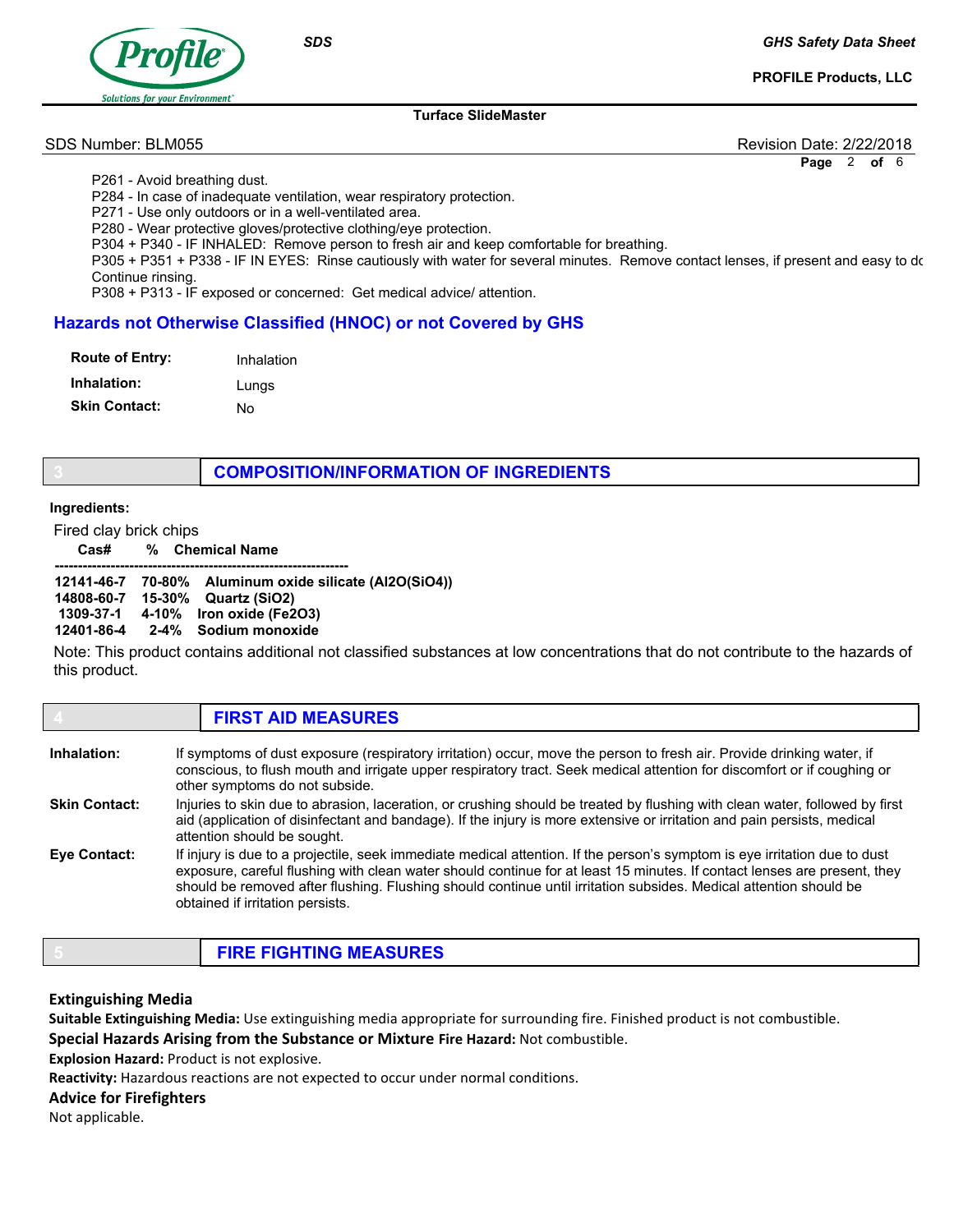P261 - Avoid breathing dust.
P284 - In case of inadequate ventilation, wear respiratory protection.
P271 - Use only outdoors or in a well-ventilated area.
P280 - Wear protective gloves/protective clothing/eye protection.
P304 + P340 - IF INHALED: Remove person to fresh air and keep comfortable for breathing.
P305 + P351 + P338 - IF IN EYES: Rinse cautiously with water for several minutes. Remove contact lenses, if present and easy to do. Continue rinsing.
P308 + P313 - IF exposed or concerned: Get medical advice/ attention.

## Hazards not Otherwise Classified (HNOC) or not Covered by GHS

**Route of Entry:** Inhalation
**Inhalation:** Lungs
**Skin Contact:** No

## 3 COMPOSITION/INFORMATION OF INGREDIENTS

**Ingredients:**

Fired clay brick chips

| Cas# | % | Chemical Name |
|---|---|---|
| 12141-46-7 | 70-80% | Aluminum oxide silicate ($Al_2O(SiO_4)$) |
| 14808-60-7 | 15-30% | Quartz ($SiO_2$) |
| 1309-37-1 | 4-10% | Iron oxide ($Fe_2O_3$) |
| 12401-86-4 | 2-4% | Sodium monoxide |

Note: This product contains additional not classified substances at low concentrations that do not contribute to the hazards of this product.

## 4 FIRST AID MEASURES

**Inhalation:** If symptoms of dust exposure (respiratory irritation) occur, move the person to fresh air. Provide drinking water, if conscious, to flush mouth and irrigate upper respiratory tract. Seek medical attention for discomfort or if coughing or other symptoms do not subside.

**Skin Contact:** Injuries to skin due to abrasion, laceration, or crushing should be treated by flushing with clean water, followed by first aid (application of disinfectant and bandage). If the injury is more extensive or irritation and pain persists, medical attention should be sought.

**Eye Contact:** If injury is due to a projectile, seek immediate medical attention. If the person's symptom is eye irritation due to dust exposure, careful flushing with clean water should continue for at least 15 minutes. If contact lenses are present, they should be removed after flushing. Flushing should continue until irritation subsides. Medical attention should be obtained if irritation persists.

## 5 FIRE FIGHTING MEASURES

### Extinguishing Media

**Suitable Extinguishing Media:** Use extinguishing media appropriate for surrounding fire. Finished product is not combustible.

**Special Hazards Arising from the Substance or Mixture Fire Hazard:** Not combustible.

**Explosion Hazard:** Product is not explosive.

**Reactivity:** Hazardous reactions are not expected to occur under normal conditions.

### Advice for Firefighters

Not applicable.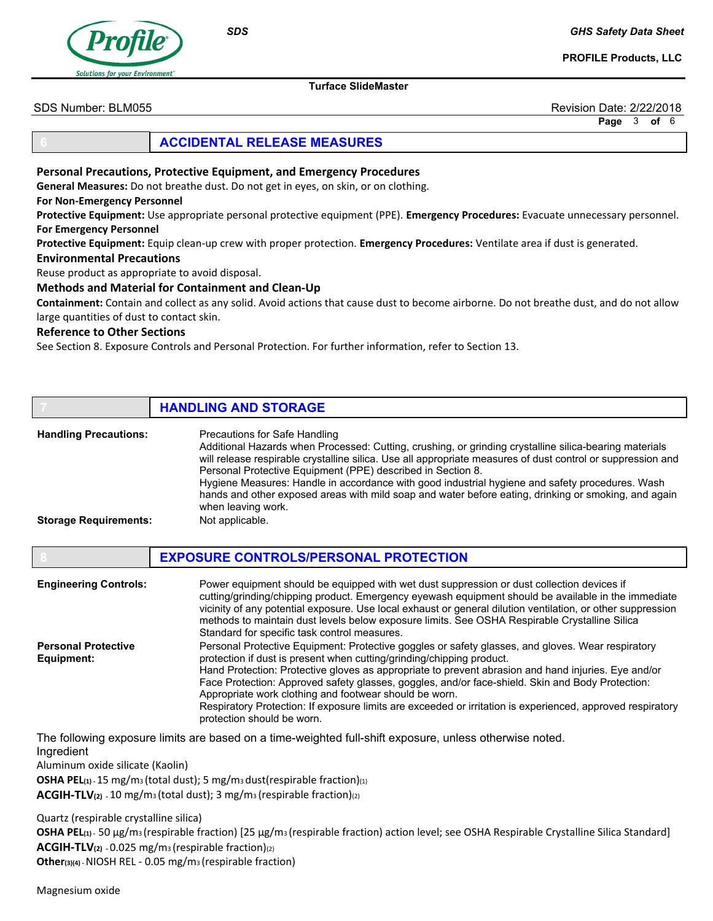## 6 ACCIDENTAL RELEASE MEASURES

### Personal Precautions, Protective Equipment, and Emergency Procedures

**General Measures:** Do not breathe dust. Do not get in eyes, on skin, or on clothing.

**For Non-Emergency Personnel**

**Protective Equipment:** Use appropriate personal protective equipment (PPE). **Emergency Procedures:** Evacuate unnecessary personnel.

**For Emergency Personnel**

**Protective Equipment:** Equip clean-up crew with proper protection. **Emergency Procedures:** Ventilate area if dust is generated.

### Environmental Precautions

Reuse product as appropriate to avoid disposal.

### Methods and Material for Containment and Clean-Up

**Containment:** Contain and collect as any solid. Avoid actions that cause dust to become airborne. Do not breathe dust, and do not allow large quantities of dust to contact skin.

### Reference to Other Sections

See Section 8. Exposure Controls and Personal Protection. For further information, refer to Section 13.

## 7 HANDLING AND STORAGE

**Handling Precautions:**

Precautions for Safe Handling
Additional Hazards when Processed: Cutting, crushing, or grinding crystalline silica-bearing materials will release respirable crystalline silica. Use all appropriate measures of dust control or suppression and Personal Protective Equipment (PPE) described in Section 8.
Hygiene Measures: Handle in accordance with good industrial hygiene and safety procedures. Wash hands and other exposed areas with mild soap and water before eating, drinking or smoking, and again when leaving work.

**Storage Requirements:** Not applicable.

## 8 EXPOSURE CONTROLS/PERSONAL PROTECTION

**Engineering Controls:**

Power equipment should be equipped with wet dust suppression or dust collection devices if cutting/grinding/chipping product. Emergency eyewash equipment should be available in the immediate vicinity of any potential exposure. Use local exhaust or general dilution ventilation, or other suppression methods to maintain dust levels below exposure limits. See OSHA Respirable Crystalline Silica Standard for specific task control measures.

**Personal Protective Equipment:**

Personal Protective Equipment: Protective goggles or safety glasses, and gloves. Wear respiratory protection if dust is present when cutting/grinding/chipping product.
Hand Protection: Protective gloves as appropriate to prevent abrasion and hand injuries. Eye and/or Face Protection: Approved safety glasses, goggles, and/or face-shield. Skin and Body Protection: Appropriate work clothing and footwear should be worn.
Respiratory Protection: If exposure limits are exceeded or irritation is experienced, approved respiratory protection should be worn.

The following exposure limits are based on a time-weighted full-shift exposure, unless otherwise noted.

Ingredient

Aluminum oxide silicate (Kaolin)

**OSHA PEL**(1) - 15 mg/m3 (total dust); 5 mg/m3 dust(respirable fraction)(1)

**ACGIH-TLV**(2) - 10 mg/m3 (total dust); 3 mg/m3 (respirable fraction)(2)

Quartz (respirable crystalline silica)

**OSHA PEL**(1) - 50 µg/m3 (respirable fraction) [25 µg/m3 (respirable fraction) action level; see OSHA Respirable Crystalline Silica Standard]

**ACGIH-TLV**(2) - 0.025 mg/m3 (respirable fraction)(2)

**Other**(3)(4) - NIOSH REL - 0.05 mg/m3 (respirable fraction)

Magnesium oxide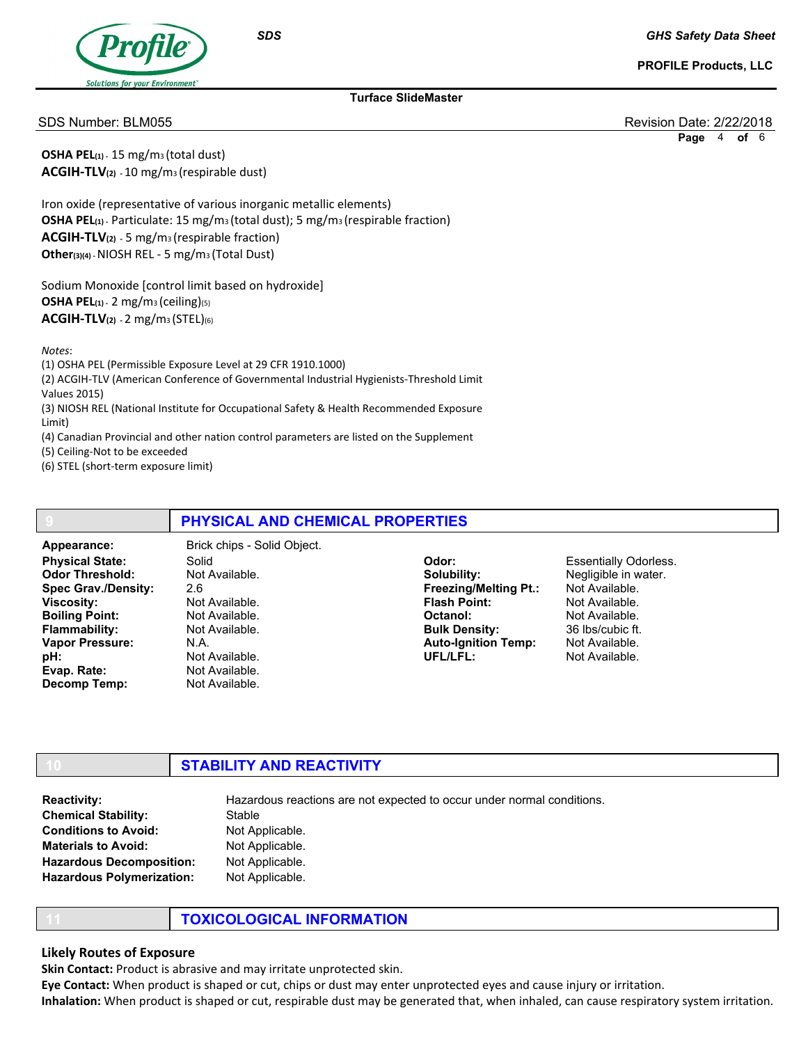**OSHA PEL**(1) - 15 mg/$m_3$ (total dust)
**ACGIH-TLV**(2) - 10 mg/$m_3$ (respirable dust)

Iron oxide (representative of various inorganic metallic elements)
**OSHA PEL**(1) - Particulate: 15 mg/$m_3$ (total dust); 5 mg/$m_3$ (respirable fraction)
**ACGIH-TLV**(2) - 5 mg/$m_3$ (respirable fraction)
**Other**(3)(4) - NIOSH REL - 5 mg/$m_3$ (Total Dust)

Sodium Monoxide [control limit based on hydroxide]
**OSHA PEL**(1) - 2 mg/$m_3$ (ceiling)(5)
**ACGIH-TLV**(2) - 2 mg/$m_3$ (STEL)(6)

*Notes*:
(1) OSHA PEL (Permissible Exposure Level at 29 CFR 1910.1000)
(2) ACGIH-TLV (American Conference of Governmental Industrial Hygienists-Threshold Limit Values 2015)
(3) NIOSH REL (National Institute for Occupational Safety & Health Recommended Exposure Limit)
(4) Canadian Provincial and other nation control parameters are listed on the Supplement
(5) Ceiling-Not to be exceeded
(6) STEL (short-term exposure limit)

## 9 PHYSICAL AND CHEMICAL PROPERTIES

**Appearance:** Brick chips - Solid Object.

| | | | |
|---|---|---|---|
| **Physical State:** | Solid | **Odor:** | Essentially Odorless. |
| **Odor Threshold:** | Not Available. | **Solubility:** | Negligible in water. |
| **Spec Grav./Density:** | 2.6 | **Freezing/Melting Pt.:** | Not Available. |
| **Viscosity:** | Not Available. | **Flash Point:** | Not Available. |
| **Boiling Point:** | Not Available. | **Octanol:** | Not Available. |
| **Flammability:** | Not Available. | **Bulk Density:** | 36 lbs/cubic ft. |
| **Vapor Pressure:** | N.A. | **Auto-Ignition Temp:** | Not Available. |
| **pH:** | Not Available. | **UFL/LFL:** | Not Available. |
| **Evap. Rate:** | Not Available. | | |
| **Decomp Temp:** | Not Available. | | |

## 10 STABILITY AND REACTIVITY

| | |
|---|---|
| **Reactivity:** | Hazardous reactions are not expected to occur under normal conditions. |
| **Chemical Stability:** | Stable |
| **Conditions to Avoid:** | Not Applicable. |
| **Materials to Avoid:** | Not Applicable. |
| **Hazardous Decomposition:** | Not Applicable. |
| **Hazardous Polymerization:** | Not Applicable. |

## 11 TOXICOLOGICAL INFORMATION

### Likely Routes of Exposure

**Skin Contact:** Product is abrasive and may irritate unprotected skin.
**Eye Contact:** When product is shaped or cut, chips or dust may enter unprotected eyes and cause injury or irritation.
**Inhalation:** When product is shaped or cut, respirable dust may be generated that, when inhaled, can cause respiratory system irritation.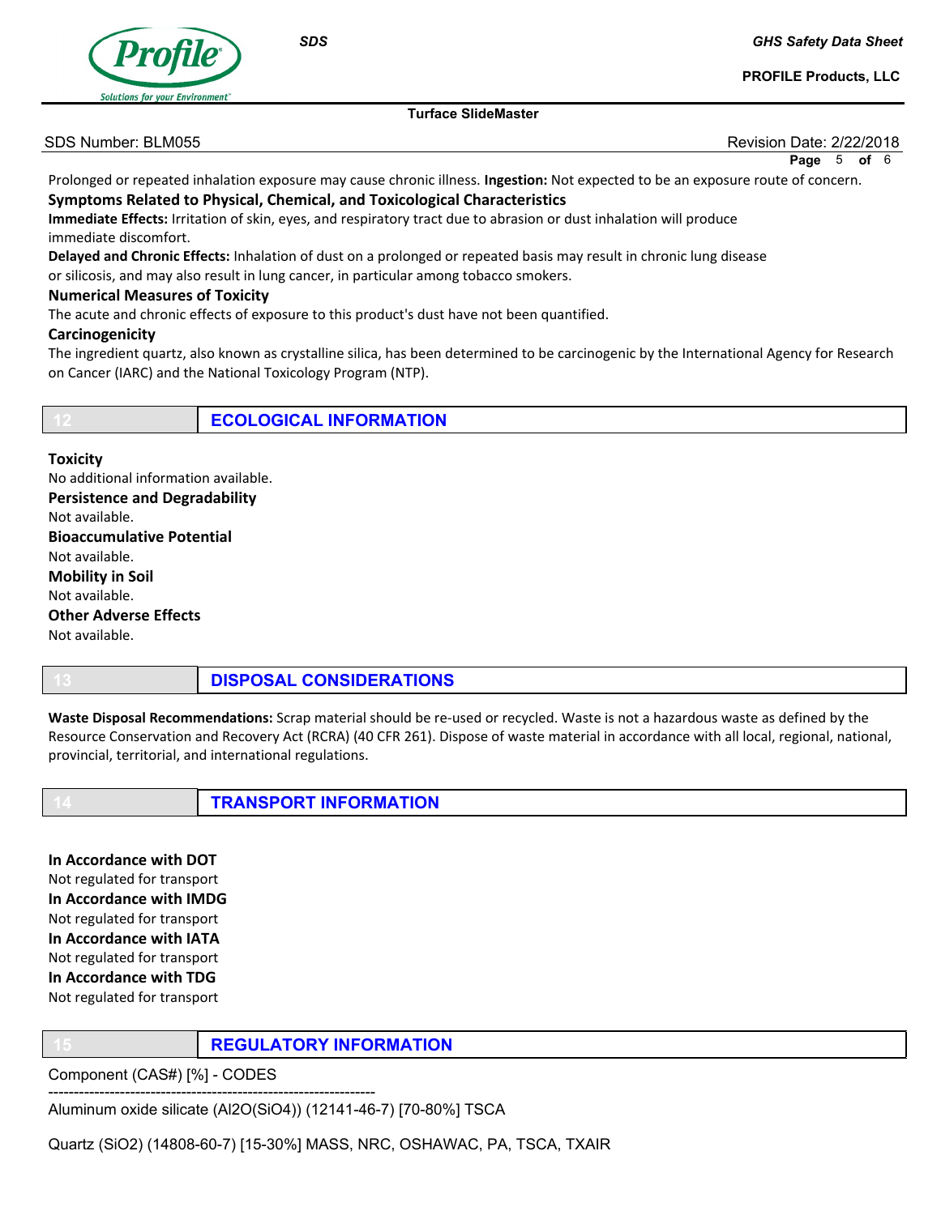Prolonged or repeated inhalation exposure may cause chronic illness. **Ingestion:** Not expected to be an exposure route of concern.

**Symptoms Related to Physical, Chemical, and Toxicological Characteristics**

**Immediate Effects:** Irritation of skin, eyes, and respiratory tract due to abrasion or dust inhalation will produce immediate discomfort.

**Delayed and Chronic Effects:** Inhalation of dust on a prolonged or repeated basis may result in chronic lung disease or silicosis, and may also result in lung cancer, in particular among tobacco smokers.

**Numerical Measures of Toxicity**

The acute and chronic effects of exposure to this product's dust have not been quantified.

**Carcinogenicity**

The ingredient quartz, also known as crystalline silica, has been determined to be carcinogenic by the International Agency for Research on Cancer (IARC) and the National Toxicology Program (NTP).

## 12 ECOLOGICAL INFORMATION

**Toxicity**

No additional information available.

**Persistence and Degradability**

Not available.

**Bioaccumulative Potential**

Not available.

**Mobility in Soil**

Not available.

**Other Adverse Effects**

Not available.

## 13 DISPOSAL CONSIDERATIONS

**Waste Disposal Recommendations:** Scrap material should be re-used or recycled. Waste is not a hazardous waste as defined by the Resource Conservation and Recovery Act (RCRA) (40 CFR 261). Dispose of waste material in accordance with all local, regional, national, provincial, territorial, and international regulations.

## 14 TRANSPORT INFORMATION

**In Accordance with DOT**

Not regulated for transport

**In Accordance with IMDG**

Not regulated for transport

**In Accordance with IATA**

Not regulated for transport

**In Accordance with TDG**

Not regulated for transport

## 15 REGULATORY INFORMATION

Component (CAS#) [%] - CODES

----------------------------------------------------------------

Aluminum oxide silicate ($Al_2O(SiO_4)$) (12141-46-7) [70-80%] TSCA

Quartz ($SiO_2$) (14808-60-7) [15-30%] MASS, NRC, OSHAWAC, PA, TSCA, TXAIR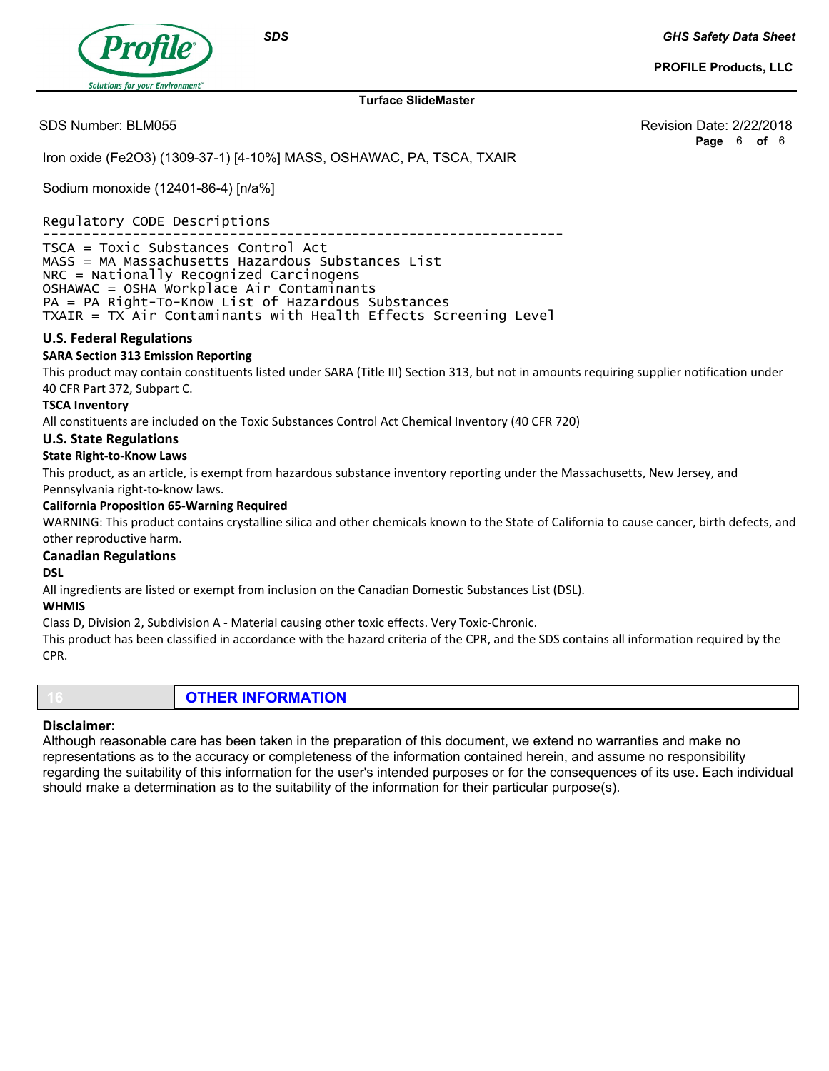Iron oxide ($Fe_2O_3$) (1309-37-1) [4-10%] MASS, OSHAWAC, PA, TSCA, TXAIR

Sodium monoxide (12401-86-4) [n/a%]

```
Regulatory CODE Descriptions
-----------------------------------------------------------------
TSCA = Toxic Substances Control Act
MASS = MA Massachusetts Hazardous Substances List
NRC = Nationally Recognized Carcinogens
OSHAWAC = OSHA Workplace Air Contaminants
PA = PA Right-To-Know List of Hazardous Substances
TXAIR = TX Air Contaminants with Health Effects Screening Level
```

## U.S. Federal Regulations

### SARA Section 313 Emission Reporting

This product may contain constituents listed under SARA (Title III) Section 313, but not in amounts requiring supplier notification under 40 CFR Part 372, Subpart C.

### TSCA Inventory

All constituents are included on the Toxic Substances Control Act Chemical Inventory (40 CFR 720)

## U.S. State Regulations

### State Right-to-Know Laws

This product, as an article, is exempt from hazardous substance inventory reporting under the Massachusetts, New Jersey, and Pennsylvania right-to-know laws.

### California Proposition 65-Warning Required

WARNING: This product contains crystalline silica and other chemicals known to the State of California to cause cancer, birth defects, and other reproductive harm.

## Canadian Regulations

### DSL

All ingredients are listed or exempt from inclusion on the Canadian Domestic Substances List (DSL).

### WHMIS

Class D, Division 2, Subdivision A - Material causing other toxic effects. Very Toxic-Chronic.

This product has been classified in accordance with the hazard criteria of the CPR, and the SDS contains all information required by the CPR.

## 16 OTHER INFORMATION

**Disclaimer:**

Although reasonable care has been taken in the preparation of this document, we extend no warranties and make no representations as to the accuracy or completeness of the information contained herein, and assume no responsibility regarding the suitability of this information for the user's intended purposes or for the consequences of its use. Each individual should make a determination as to the suitability of the information for their particular purpose(s).